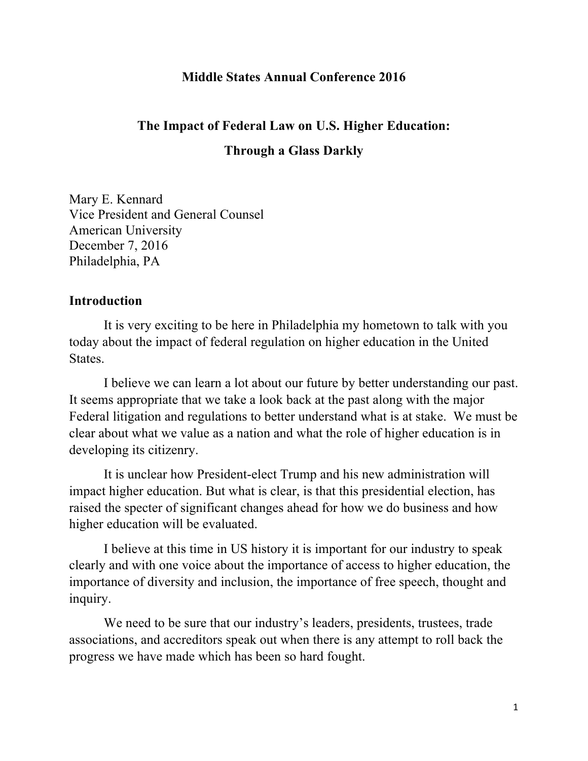**Middle States Annual Conference 2016**

# The Impact of Federal Law on U.S. Higher Education: Through a Glass Darkly

Mary E. Kennard
Vice President and General Counsel
American University
December 7, 2016
Philadelphia, PA

## Introduction

It is very exciting to be here in Philadelphia my hometown to talk with you today about the impact of federal regulation on higher education in the United States.

I believe we can learn a lot about our future by better understanding our past. It seems appropriate that we take a look back at the past along with the major Federal litigation and regulations to better understand what is at stake. We must be clear about what we value as a nation and what the role of higher education is in developing its citizenry.

It is unclear how President-elect Trump and his new administration will impact higher education. But what is clear, is that this presidential election, has raised the specter of significant changes ahead for how we do business and how higher education will be evaluated.

I believe at this time in US history it is important for our industry to speak clearly and with one voice about the importance of access to higher education, the importance of diversity and inclusion, the importance of free speech, thought and inquiry.

We need to be sure that our industry's leaders, presidents, trustees, trade associations, and accreditors speak out when there is any attempt to roll back the progress we have made which has been so hard fought.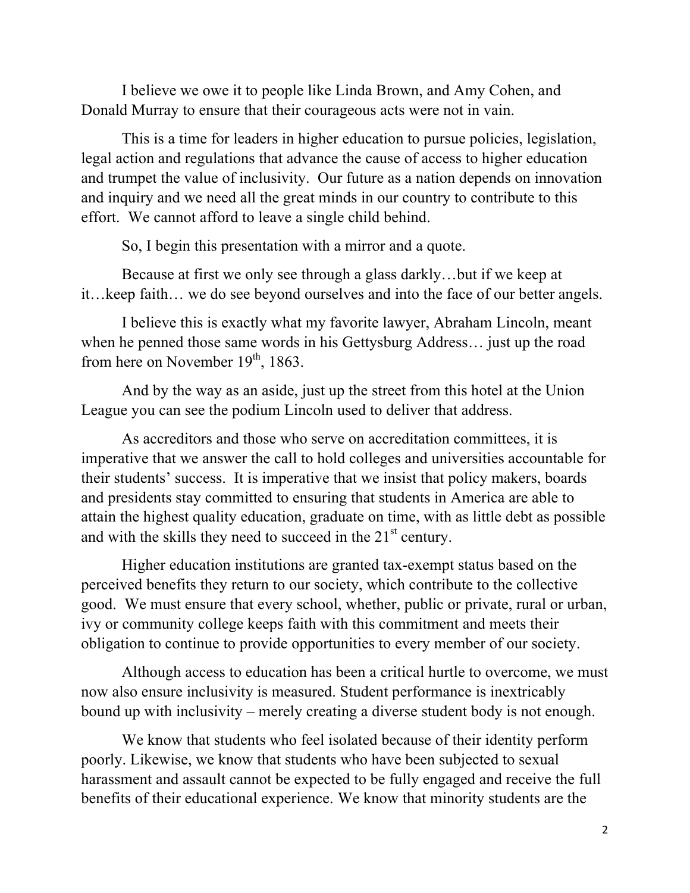I believe we owe it to people like Linda Brown, and Amy Cohen, and Donald Murray to ensure that their courageous acts were not in vain.

This is a time for leaders in higher education to pursue policies, legislation, legal action and regulations that advance the cause of access to higher education and trumpet the value of inclusivity. Our future as a nation depends on innovation and inquiry and we need all the great minds in our country to contribute to this effort. We cannot afford to leave a single child behind.

So, I begin this presentation with a mirror and a quote.

Because at first we only see through a glass darkly…but if we keep at it…keep faith… we do see beyond ourselves and into the face of our better angels.

I believe this is exactly what my favorite lawyer, Abraham Lincoln, meant when he penned those same words in his Gettysburg Address… just up the road from here on November 19th, 1863.

And by the way as an aside, just up the street from this hotel at the Union League you can see the podium Lincoln used to deliver that address.

As accreditors and those who serve on accreditation committees, it is imperative that we answer the call to hold colleges and universities accountable for their students' success. It is imperative that we insist that policy makers, boards and presidents stay committed to ensuring that students in America are able to attain the highest quality education, graduate on time, with as little debt as possible and with the skills they need to succeed in the 21st century.

Higher education institutions are granted tax-exempt status based on the perceived benefits they return to our society, which contribute to the collective good. We must ensure that every school, whether, public or private, rural or urban, ivy or community college keeps faith with this commitment and meets their obligation to continue to provide opportunities to every member of our society.

Although access to education has been a critical hurtle to overcome, we must now also ensure inclusivity is measured. Student performance is inextricably bound up with inclusivity – merely creating a diverse student body is not enough.

We know that students who feel isolated because of their identity perform poorly. Likewise, we know that students who have been subjected to sexual harassment and assault cannot be expected to be fully engaged and receive the full benefits of their educational experience. We know that minority students are the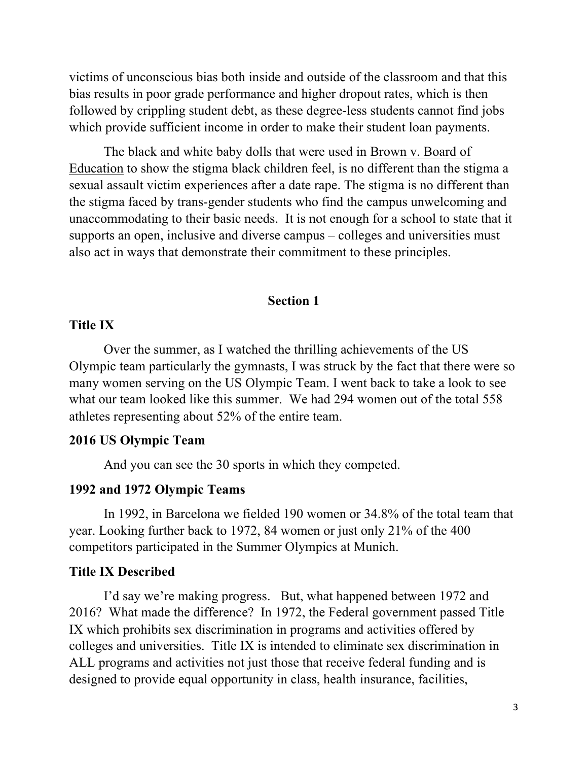victims of unconscious bias both inside and outside of the classroom and that this bias results in poor grade performance and higher dropout rates, which is then followed by crippling student debt, as these degree-less students cannot find jobs which provide sufficient income in order to make their student loan payments.

The black and white baby dolls that were used in Brown v. Board of Education to show the stigma black children feel, is no different than the stigma a sexual assault victim experiences after a date rape. The stigma is no different than the stigma faced by trans-gender students who find the campus unwelcoming and unaccommodating to their basic needs. It is not enough for a school to state that it supports an open, inclusive and diverse campus – colleges and universities must also act in ways that demonstrate their commitment to these principles.

## Section 1

### Title IX

Over the summer, as I watched the thrilling achievements of the US Olympic team particularly the gymnasts, I was struck by the fact that there were so many women serving on the US Olympic Team. I went back to take a look to see what our team looked like this summer. We had 294 women out of the total 558 athletes representing about 52% of the entire team.

### 2016 US Olympic Team

And you can see the 30 sports in which they competed.

### 1992 and 1972 Olympic Teams

In 1992, in Barcelona we fielded 190 women or 34.8% of the total team that year. Looking further back to 1972, 84 women or just only 21% of the 400 competitors participated in the Summer Olympics at Munich.

### Title IX Described

I'd say we're making progress. But, what happened between 1972 and 2016? What made the difference? In 1972, the Federal government passed Title IX which prohibits sex discrimination in programs and activities offered by colleges and universities. Title IX is intended to eliminate sex discrimination in ALL programs and activities not just those that receive federal funding and is designed to provide equal opportunity in class, health insurance, facilities,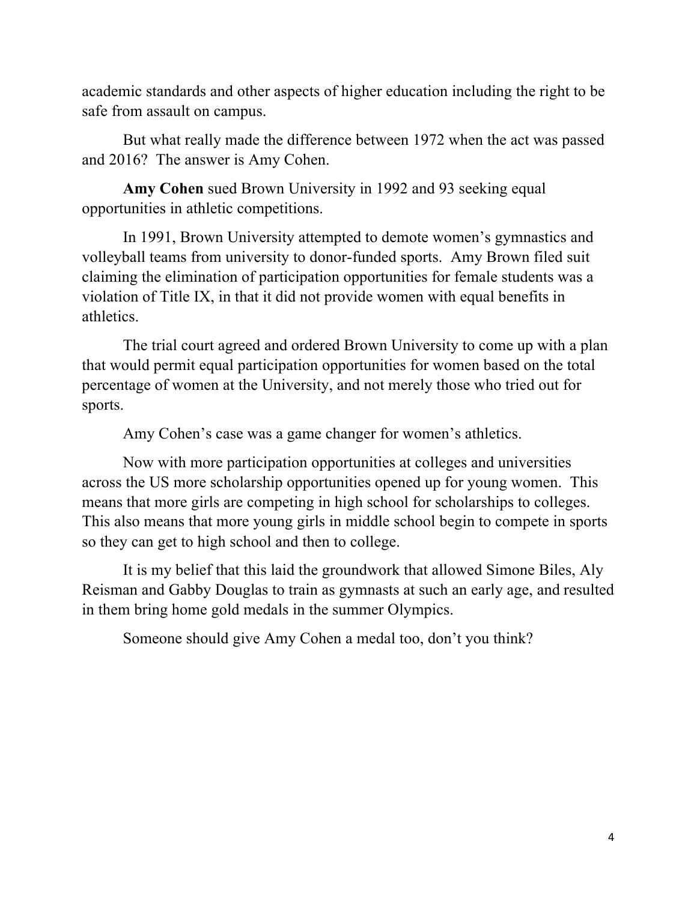academic standards and other aspects of higher education including the right to be safe from assault on campus.

But what really made the difference between 1972 when the act was passed and 2016? The answer is Amy Cohen.

**Amy Cohen** sued Brown University in 1992 and 93 seeking equal opportunities in athletic competitions.

In 1991, Brown University attempted to demote women's gymnastics and volleyball teams from university to donor-funded sports. Amy Brown filed suit claiming the elimination of participation opportunities for female students was a violation of Title IX, in that it did not provide women with equal benefits in athletics.

The trial court agreed and ordered Brown University to come up with a plan that would permit equal participation opportunities for women based on the total percentage of women at the University, and not merely those who tried out for sports.

Amy Cohen's case was a game changer for women's athletics.

Now with more participation opportunities at colleges and universities across the US more scholarship opportunities opened up for young women. This means that more girls are competing in high school for scholarships to colleges. This also means that more young girls in middle school begin to compete in sports so they can get to high school and then to college.

It is my belief that this laid the groundwork that allowed Simone Biles, Aly Reisman and Gabby Douglas to train as gymnasts at such an early age, and resulted in them bring home gold medals in the summer Olympics.

Someone should give Amy Cohen a medal too, don't you think?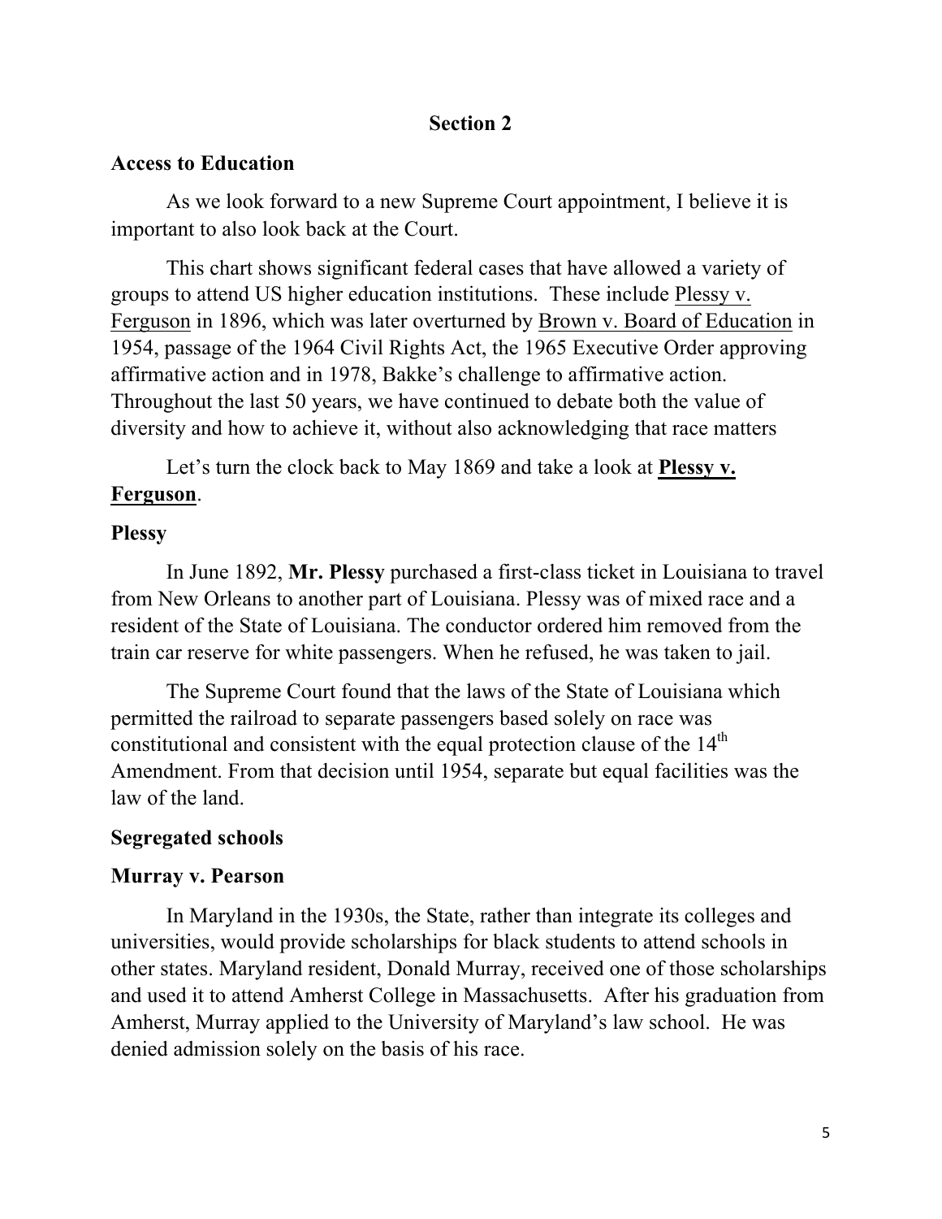## Section 2

**Access to Education**

As we look forward to a new Supreme Court appointment, I believe it is important to also look back at the Court.

This chart shows significant federal cases that have allowed a variety of groups to attend US higher education institutions. These include <u>Plessy v. Ferguson</u> in 1896, which was later overturned by <u>Brown v. Board of Education</u> in 1954, passage of the 1964 Civil Rights Act, the 1965 Executive Order approving affirmative action and in 1978, Bakke's challenge to affirmative action. Throughout the last 50 years, we have continued to debate both the value of diversity and how to achieve it, without also acknowledging that race matters

Let's turn the clock back to May 1869 and take a look at **<u>Plessy v. Ferguson</u>**.

**Plessy**

In June 1892, **Mr. Plessy** purchased a first-class ticket in Louisiana to travel from New Orleans to another part of Louisiana. Plessy was of mixed race and a resident of the State of Louisiana. The conductor ordered him removed from the train car reserve for white passengers. When he refused, he was taken to jail.

The Supreme Court found that the laws of the State of Louisiana which permitted the railroad to separate passengers based solely on race was constitutional and consistent with the equal protection clause of the 14th Amendment. From that decision until 1954, separate but equal facilities was the law of the land.

**Segregated schools**

**Murray v. Pearson**

In Maryland in the 1930s, the State, rather than integrate its colleges and universities, would provide scholarships for black students to attend schools in other states. Maryland resident, Donald Murray, received one of those scholarships and used it to attend Amherst College in Massachusetts. After his graduation from Amherst, Murray applied to the University of Maryland's law school. He was denied admission solely on the basis of his race.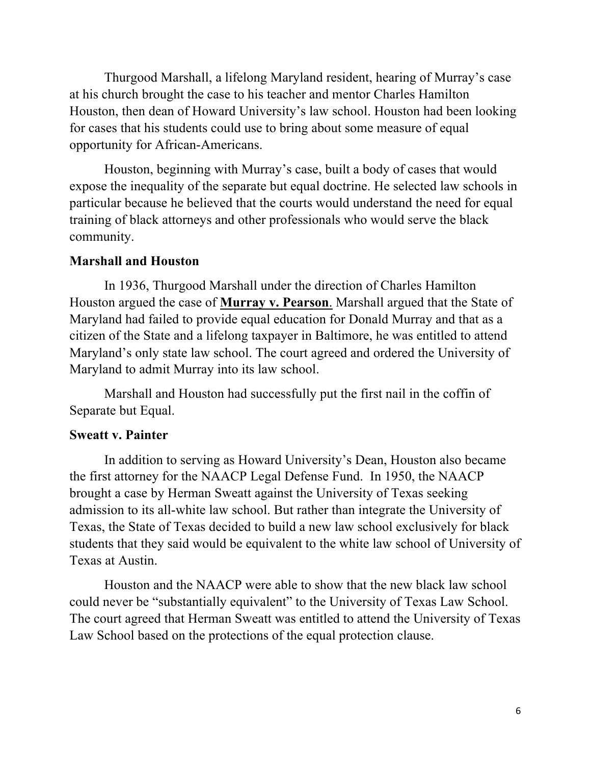Thurgood Marshall, a lifelong Maryland resident, hearing of Murray's case at his church brought the case to his teacher and mentor Charles Hamilton Houston, then dean of Howard University's law school. Houston had been looking for cases that his students could use to bring about some measure of equal opportunity for African-Americans.

Houston, beginning with Murray's case, built a body of cases that would expose the inequality of the separate but equal doctrine. He selected law schools in particular because he believed that the courts would understand the need for equal training of black attorneys and other professionals who would serve the black community.

**Marshall and Houston**

In 1936, Thurgood Marshall under the direction of Charles Hamilton Houston argued the case of **Murray v. Pearson**. Marshall argued that the State of Maryland had failed to provide equal education for Donald Murray and that as a citizen of the State and a lifelong taxpayer in Baltimore, he was entitled to attend Maryland's only state law school. The court agreed and ordered the University of Maryland to admit Murray into its law school.

Marshall and Houston had successfully put the first nail in the coffin of Separate but Equal.

**Sweatt v. Painter**

In addition to serving as Howard University's Dean, Houston also became the first attorney for the NAACP Legal Defense Fund. In 1950, the NAACP brought a case by Herman Sweatt against the University of Texas seeking admission to its all-white law school. But rather than integrate the University of Texas, the State of Texas decided to build a new law school exclusively for black students that they said would be equivalent to the white law school of University of Texas at Austin.

Houston and the NAACP were able to show that the new black law school could never be "substantially equivalent" to the University of Texas Law School. The court agreed that Herman Sweatt was entitled to attend the University of Texas Law School based on the protections of the equal protection clause.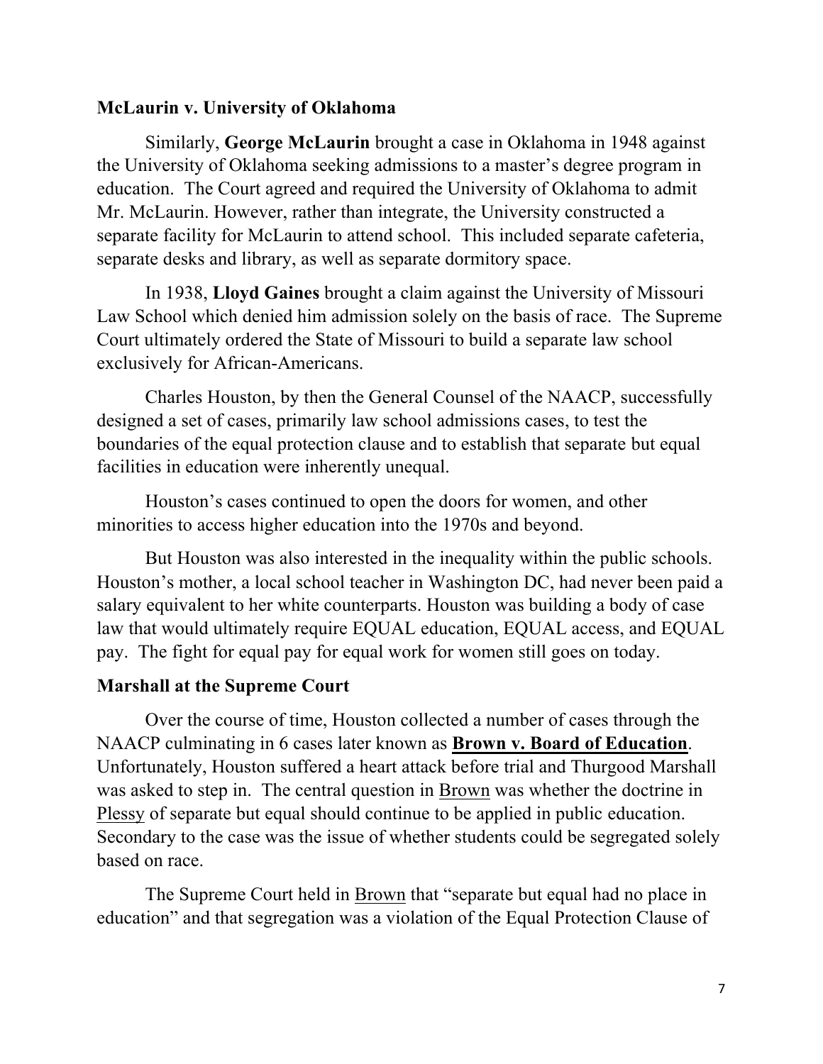**McLaurin v. University of Oklahoma**

Similarly, **George McLaurin** brought a case in Oklahoma in 1948 against the University of Oklahoma seeking admissions to a master's degree program in education. The Court agreed and required the University of Oklahoma to admit Mr. McLaurin. However, rather than integrate, the University constructed a separate facility for McLaurin to attend school. This included separate cafeteria, separate desks and library, as well as separate dormitory space.

In 1938, **Lloyd Gaines** brought a claim against the University of Missouri Law School which denied him admission solely on the basis of race. The Supreme Court ultimately ordered the State of Missouri to build a separate law school exclusively for African-Americans.

Charles Houston, by then the General Counsel of the NAACP, successfully designed a set of cases, primarily law school admissions cases, to test the boundaries of the equal protection clause and to establish that separate but equal facilities in education were inherently unequal.

Houston's cases continued to open the doors for women, and other minorities to access higher education into the 1970s and beyond.

But Houston was also interested in the inequality within the public schools. Houston's mother, a local school teacher in Washington DC, had never been paid a salary equivalent to her white counterparts. Houston was building a body of case law that would ultimately require EQUAL education, EQUAL access, and EQUAL pay. The fight for equal pay for equal work for women still goes on today.

**Marshall at the Supreme Court**

Over the course of time, Houston collected a number of cases through the NAACP culminating in 6 cases later known as **Brown v. Board of Education**. Unfortunately, Houston suffered a heart attack before trial and Thurgood Marshall was asked to step in. The central question in Brown was whether the doctrine in Plessy of separate but equal should continue to be applied in public education. Secondary to the case was the issue of whether students could be segregated solely based on race.

The Supreme Court held in Brown that "separate but equal had no place in education" and that segregation was a violation of the Equal Protection Clause of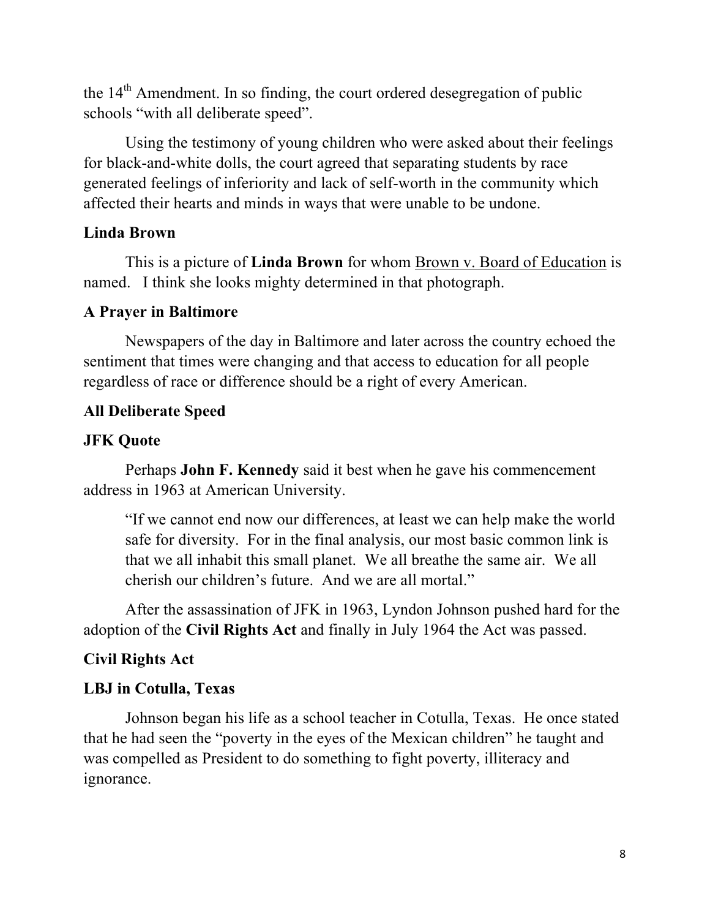the 14th Amendment. In so finding, the court ordered desegregation of public schools "with all deliberate speed".

Using the testimony of young children who were asked about their feelings for black-and-white dolls, the court agreed that separating students by race generated feelings of inferiority and lack of self-worth in the community which affected their hearts and minds in ways that were unable to be undone.

**Linda Brown**

This is a picture of **Linda Brown** for whom Brown v. Board of Education is named. I think she looks mighty determined in that photograph.

**A Prayer in Baltimore**

Newspapers of the day in Baltimore and later across the country echoed the sentiment that times were changing and that access to education for all people regardless of race or difference should be a right of every American.

**All Deliberate Speed**

**JFK Quote**

Perhaps **John F. Kennedy** said it best when he gave his commencement address in 1963 at American University.

> "If we cannot end now our differences, at least we can help make the world safe for diversity. For in the final analysis, our most basic common link is that we all inhabit this small planet. We all breathe the same air. We all cherish our children's future. And we are all mortal."

After the assassination of JFK in 1963, Lyndon Johnson pushed hard for the adoption of the **Civil Rights Act** and finally in July 1964 the Act was passed.

**Civil Rights Act**

**LBJ in Cotulla, Texas**

Johnson began his life as a school teacher in Cotulla, Texas. He once stated that he had seen the "poverty in the eyes of the Mexican children" he taught and was compelled as President to do something to fight poverty, illiteracy and ignorance.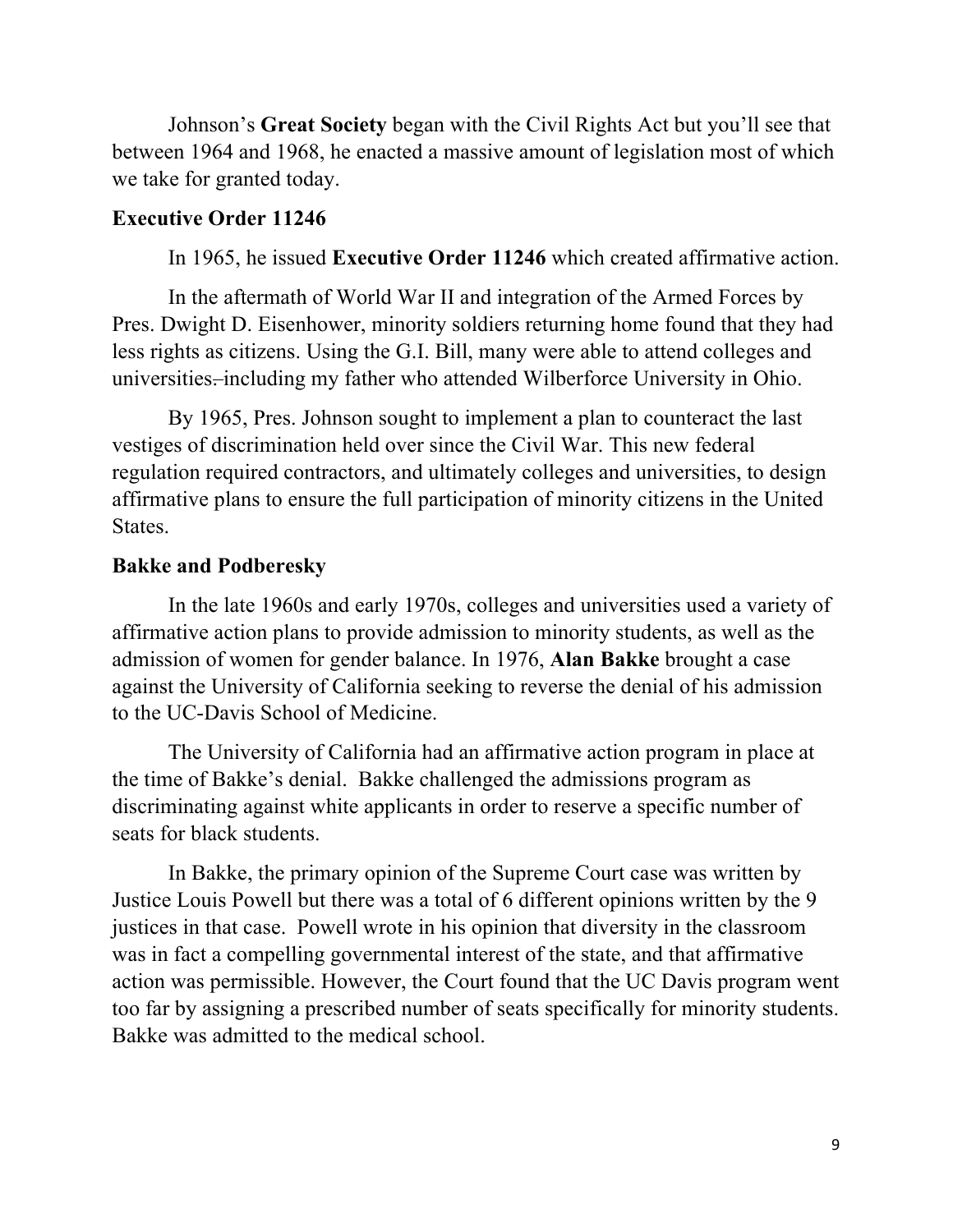Johnson's **Great Society** began with the Civil Rights Act but you'll see that between 1964 and 1968, he enacted a massive amount of legislation most of which we take for granted today.

**Executive Order 11246**

In 1965, he issued **Executive Order 11246** which created affirmative action.

In the aftermath of World War II and integration of the Armed Forces by Pres. Dwight D. Eisenhower, minority soldiers returning home found that they had less rights as citizens. Using the G.I. Bill, many were able to attend colleges and universities. including my father who attended Wilberforce University in Ohio.

By 1965, Pres. Johnson sought to implement a plan to counteract the last vestiges of discrimination held over since the Civil War. This new federal regulation required contractors, and ultimately colleges and universities, to design affirmative plans to ensure the full participation of minority citizens in the United States.

**Bakke and Podberesky**

In the late 1960s and early 1970s, colleges and universities used a variety of affirmative action plans to provide admission to minority students, as well as the admission of women for gender balance. In 1976, **Alan Bakke** brought a case against the University of California seeking to reverse the denial of his admission to the UC-Davis School of Medicine.

The University of California had an affirmative action program in place at the time of Bakke's denial. Bakke challenged the admissions program as discriminating against white applicants in order to reserve a specific number of seats for black students.

In Bakke, the primary opinion of the Supreme Court case was written by Justice Louis Powell but there was a total of 6 different opinions written by the 9 justices in that case. Powell wrote in his opinion that diversity in the classroom was in fact a compelling governmental interest of the state, and that affirmative action was permissible. However, the Court found that the UC Davis program went too far by assigning a prescribed number of seats specifically for minority students. Bakke was admitted to the medical school.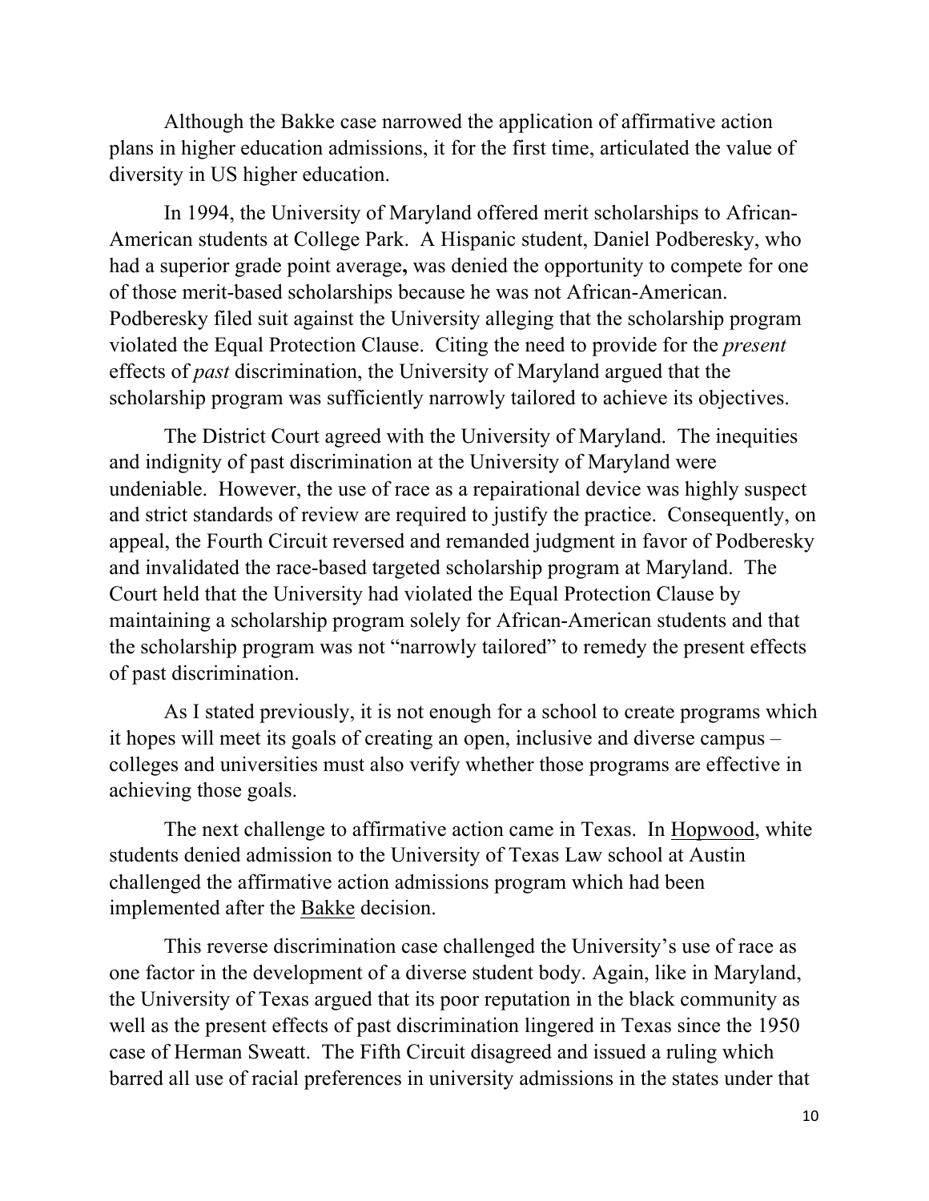Although the Bakke case narrowed the application of affirmative action plans in higher education admissions, it for the first time, articulated the value of diversity in US higher education.

In 1994, the University of Maryland offered merit scholarships to African-American students at College Park. A Hispanic student, Daniel Podberesky, who had a superior grade point average**,** was denied the opportunity to compete for one of those merit-based scholarships because he was not African-American. Podberesky filed suit against the University alleging that the scholarship program violated the Equal Protection Clause. Citing the need to provide for the *present* effects of *past* discrimination, the University of Maryland argued that the scholarship program was sufficiently narrowly tailored to achieve its objectives.

The District Court agreed with the University of Maryland. The inequities and indignity of past discrimination at the University of Maryland were undeniable. However, the use of race as a repairational device was highly suspect and strict standards of review are required to justify the practice. Consequently, on appeal, the Fourth Circuit reversed and remanded judgment in favor of Podberesky and invalidated the race-based targeted scholarship program at Maryland. The Court held that the University had violated the Equal Protection Clause by maintaining a scholarship program solely for African-American students and that the scholarship program was not "narrowly tailored" to remedy the present effects of past discrimination.

As I stated previously, it is not enough for a school to create programs which it hopes will meet its goals of creating an open, inclusive and diverse campus – colleges and universities must also verify whether those programs are effective in achieving those goals.

The next challenge to affirmative action came in Texas. In <u>Hopwood</u>, white students denied admission to the University of Texas Law school at Austin challenged the affirmative action admissions program which had been implemented after the <u>Bakke</u> decision.

This reverse discrimination case challenged the University's use of race as one factor in the development of a diverse student body. Again, like in Maryland, the University of Texas argued that its poor reputation in the black community as well as the present effects of past discrimination lingered in Texas since the 1950 case of Herman Sweatt. The Fifth Circuit disagreed and issued a ruling which barred all use of racial preferences in university admissions in the states under that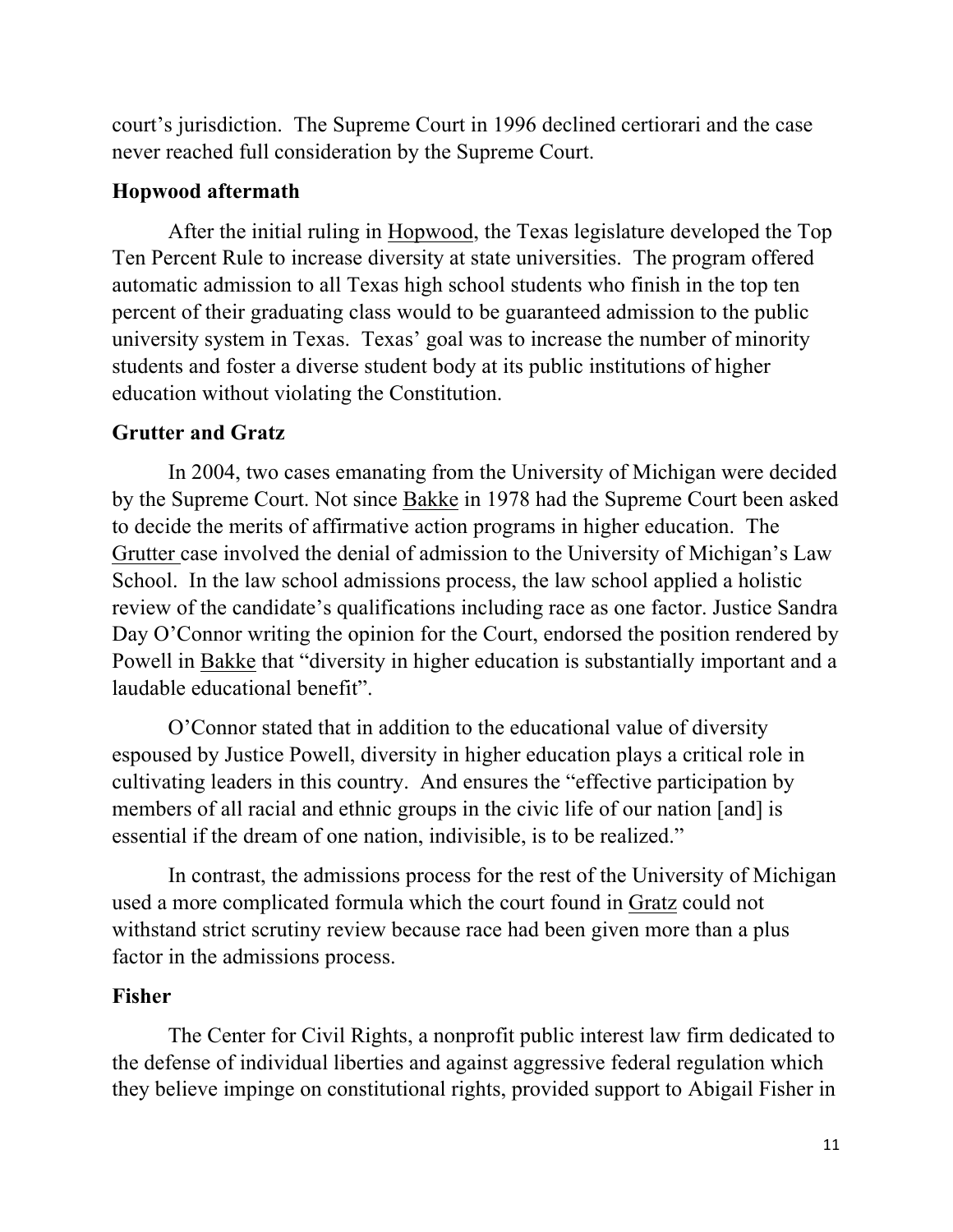court's jurisdiction. The Supreme Court in 1996 declined certiorari and the case never reached full consideration by the Supreme Court.

### Hopwood aftermath

After the initial ruling in Hopwood, the Texas legislature developed the Top Ten Percent Rule to increase diversity at state universities. The program offered automatic admission to all Texas high school students who finish in the top ten percent of their graduating class would to be guaranteed admission to the public university system in Texas. Texas' goal was to increase the number of minority students and foster a diverse student body at its public institutions of higher education without violating the Constitution.

### Grutter and Gratz

In 2004, two cases emanating from the University of Michigan were decided by the Supreme Court. Not since Bakke in 1978 had the Supreme Court been asked to decide the merits of affirmative action programs in higher education. The Grutter case involved the denial of admission to the University of Michigan's Law School. In the law school admissions process, the law school applied a holistic review of the candidate's qualifications including race as one factor. Justice Sandra Day O'Connor writing the opinion for the Court, endorsed the position rendered by Powell in Bakke that "diversity in higher education is substantially important and a laudable educational benefit".

O'Connor stated that in addition to the educational value of diversity espoused by Justice Powell, diversity in higher education plays a critical role in cultivating leaders in this country. And ensures the "effective participation by members of all racial and ethnic groups in the civic life of our nation [and] is essential if the dream of one nation, indivisible, is to be realized."

In contrast, the admissions process for the rest of the University of Michigan used a more complicated formula which the court found in Gratz could not withstand strict scrutiny review because race had been given more than a plus factor in the admissions process.

### Fisher

The Center for Civil Rights, a nonprofit public interest law firm dedicated to the defense of individual liberties and against aggressive federal regulation which they believe impinge on constitutional rights, provided support to Abigail Fisher in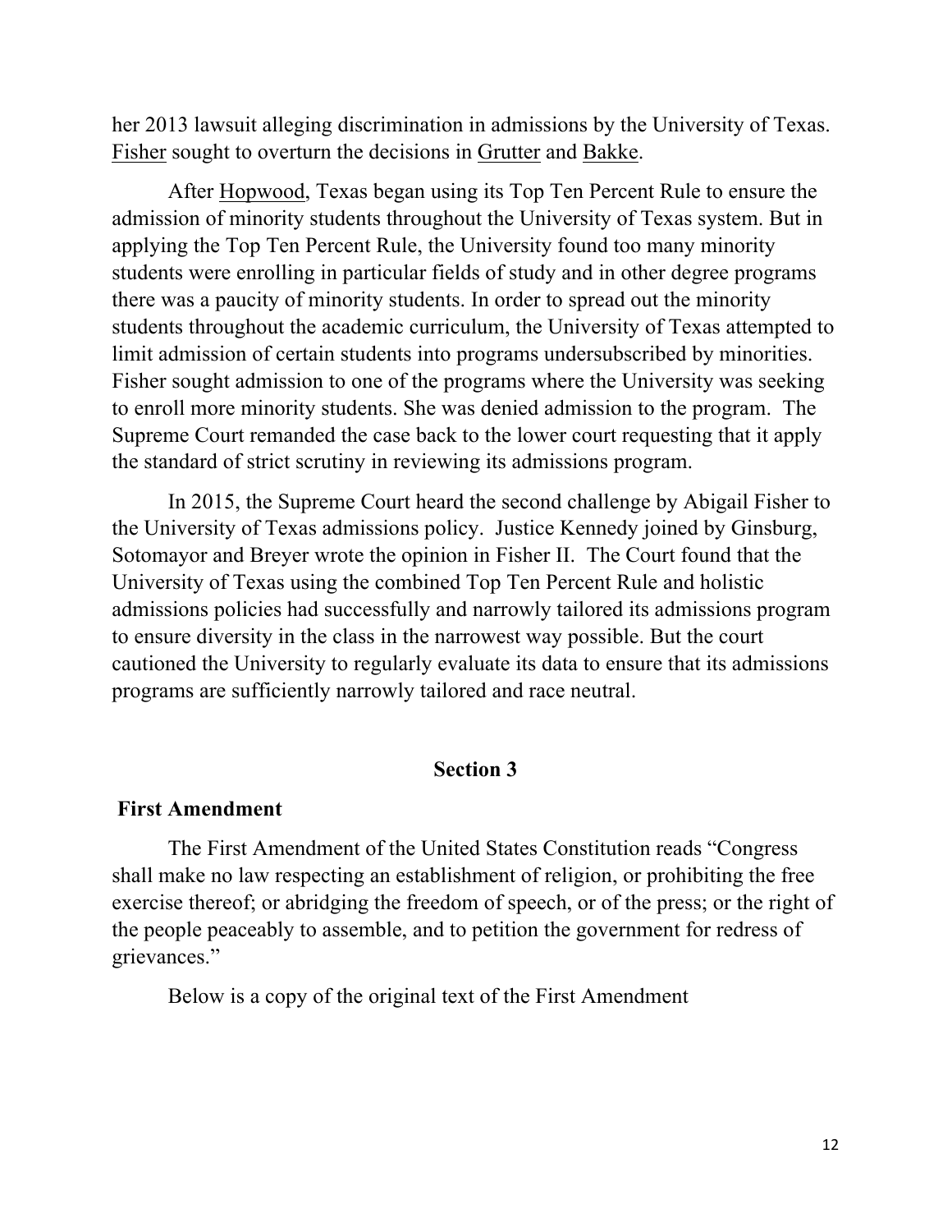her 2013 lawsuit alleging discrimination in admissions by the University of Texas. Fisher sought to overturn the decisions in Grutter and Bakke.

After Hopwood, Texas began using its Top Ten Percent Rule to ensure the admission of minority students throughout the University of Texas system. But in applying the Top Ten Percent Rule, the University found too many minority students were enrolling in particular fields of study and in other degree programs there was a paucity of minority students. In order to spread out the minority students throughout the academic curriculum, the University of Texas attempted to limit admission of certain students into programs undersubscribed by minorities. Fisher sought admission to one of the programs where the University was seeking to enroll more minority students. She was denied admission to the program. The Supreme Court remanded the case back to the lower court requesting that it apply the standard of strict scrutiny in reviewing its admissions program.

In 2015, the Supreme Court heard the second challenge by Abigail Fisher to the University of Texas admissions policy. Justice Kennedy joined by Ginsburg, Sotomayor and Breyer wrote the opinion in Fisher II. The Court found that the University of Texas using the combined Top Ten Percent Rule and holistic admissions policies had successfully and narrowly tailored its admissions program to ensure diversity in the class in the narrowest way possible. But the court cautioned the University to regularly evaluate its data to ensure that its admissions programs are sufficiently narrowly tailored and race neutral.

## Section 3

### First Amendment

The First Amendment of the United States Constitution reads "Congress shall make no law respecting an establishment of religion, or prohibiting the free exercise thereof; or abridging the freedom of speech, or of the press; or the right of the people peaceably to assemble, and to petition the government for redress of grievances."

Below is a copy of the original text of the First Amendment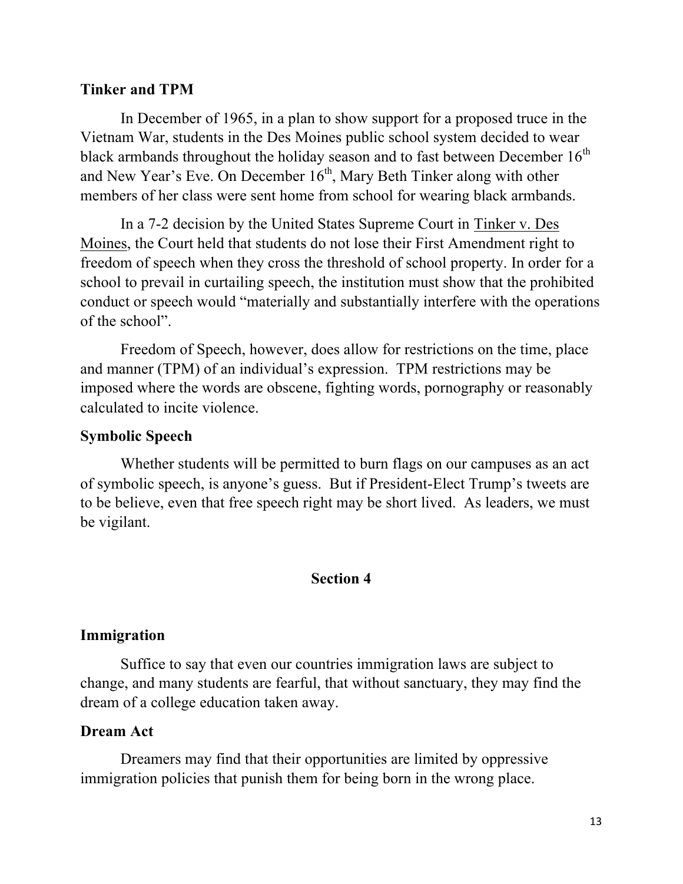**Tinker and TPM**

In December of 1965, in a plan to show support for a proposed truce in the Vietnam War, students in the Des Moines public school system decided to wear black armbands throughout the holiday season and to fast between December 16th and New Year's Eve. On December 16th, Mary Beth Tinker along with other members of her class were sent home from school for wearing black armbands.

In a 7-2 decision by the United States Supreme Court in Tinker v. Des Moines, the Court held that students do not lose their First Amendment right to freedom of speech when they cross the threshold of school property. In order for a school to prevail in curtailing speech, the institution must show that the prohibited conduct or speech would "materially and substantially interfere with the operations of the school".

Freedom of Speech, however, does allow for restrictions on the time, place and manner (TPM) of an individual's expression. TPM restrictions may be imposed where the words are obscene, fighting words, pornography or reasonably calculated to incite violence.

**Symbolic Speech**

Whether students will be permitted to burn flags on our campuses as an act of symbolic speech, is anyone's guess. But if President-Elect Trump's tweets are to be believe, even that free speech right may be short lived. As leaders, we must be vigilant.

## Section 4

**Immigration**

Suffice to say that even our countries immigration laws are subject to change, and many students are fearful, that without sanctuary, they may find the dream of a college education taken away.

**Dream Act**

Dreamers may find that their opportunities are limited by oppressive immigration policies that punish them for being born in the wrong place.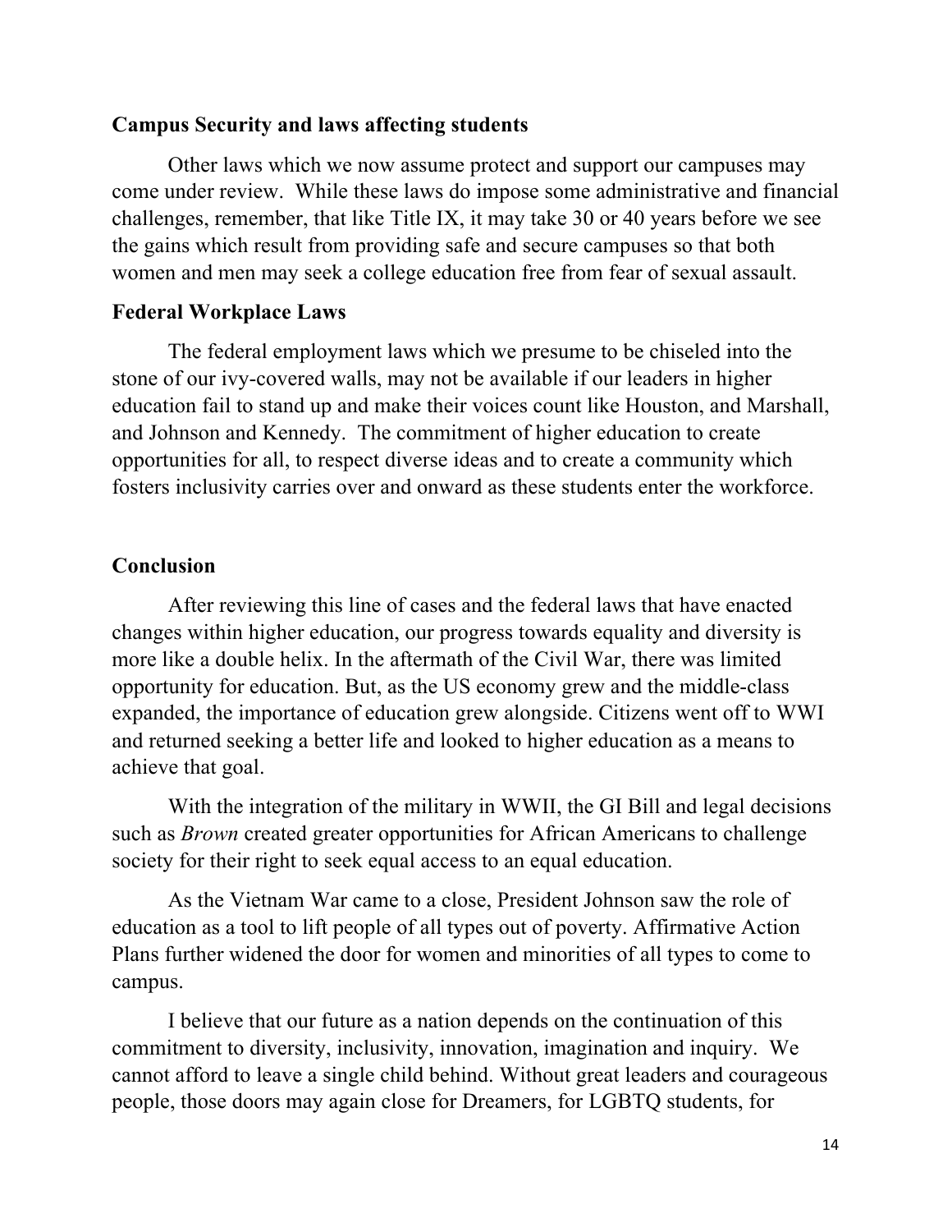**Campus Security and laws affecting students**

Other laws which we now assume protect and support our campuses may come under review. While these laws do impose some administrative and financial challenges, remember, that like Title IX, it may take 30 or 40 years before we see the gains which result from providing safe and secure campuses so that both women and men may seek a college education free from fear of sexual assault.

**Federal Workplace Laws**

The federal employment laws which we presume to be chiseled into the stone of our ivy-covered walls, may not be available if our leaders in higher education fail to stand up and make their voices count like Houston, and Marshall, and Johnson and Kennedy. The commitment of higher education to create opportunities for all, to respect diverse ideas and to create a community which fosters inclusivity carries over and onward as these students enter the workforce.

**Conclusion**

After reviewing this line of cases and the federal laws that have enacted changes within higher education, our progress towards equality and diversity is more like a double helix. In the aftermath of the Civil War, there was limited opportunity for education. But, as the US economy grew and the middle-class expanded, the importance of education grew alongside. Citizens went off to WWI and returned seeking a better life and looked to higher education as a means to achieve that goal.

With the integration of the military in WWII, the GI Bill and legal decisions such as *Brown* created greater opportunities for African Americans to challenge society for their right to seek equal access to an equal education.

As the Vietnam War came to a close, President Johnson saw the role of education as a tool to lift people of all types out of poverty. Affirmative Action Plans further widened the door for women and minorities of all types to come to campus.

I believe that our future as a nation depends on the continuation of this commitment to diversity, inclusivity, innovation, imagination and inquiry. We cannot afford to leave a single child behind. Without great leaders and courageous people, those doors may again close for Dreamers, for LGBTQ students, for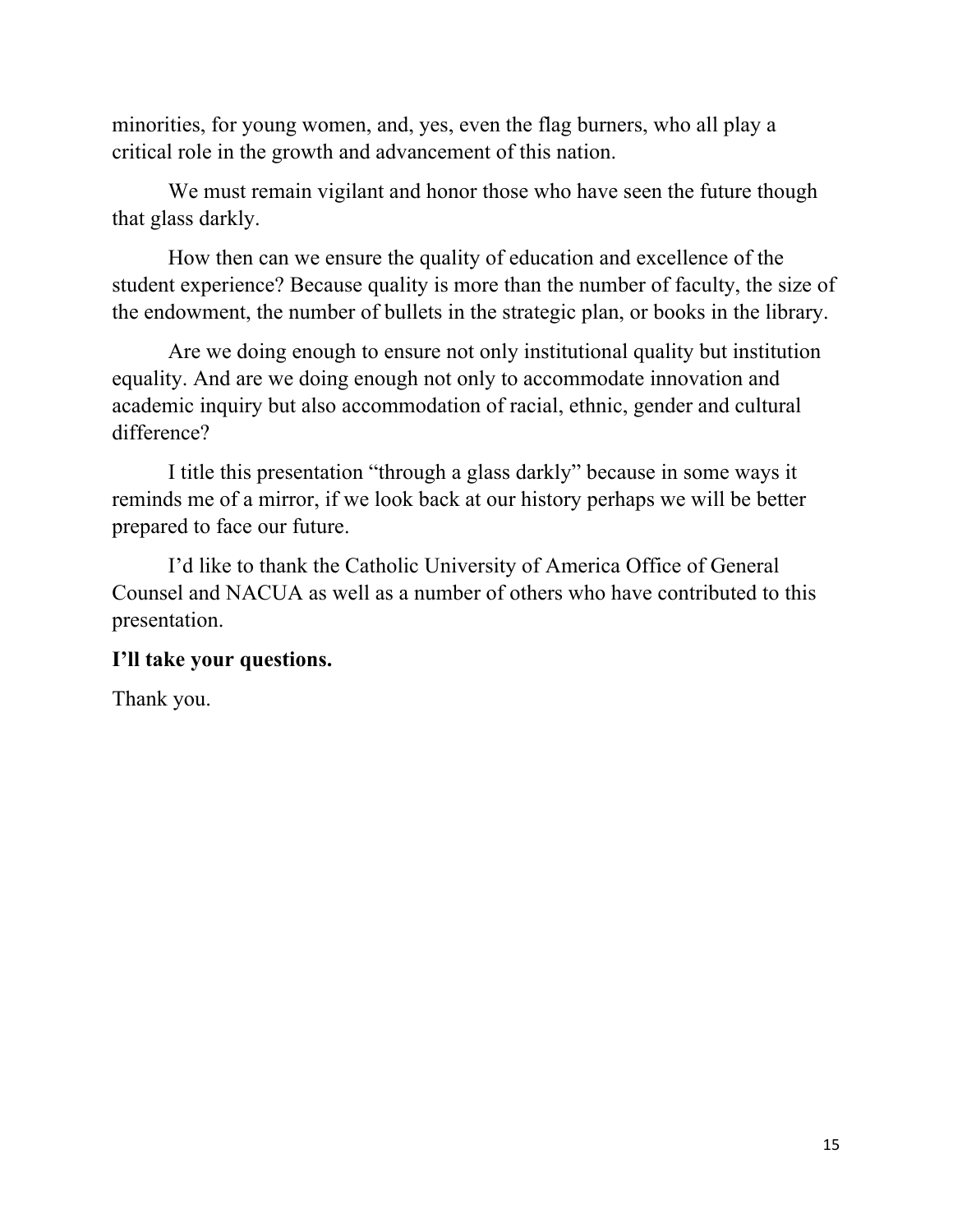minorities, for young women, and, yes, even the flag burners, who all play a critical role in the growth and advancement of this nation.

We must remain vigilant and honor those who have seen the future though that glass darkly.

How then can we ensure the quality of education and excellence of the student experience? Because quality is more than the number of faculty, the size of the endowment, the number of bullets in the strategic plan, or books in the library.

Are we doing enough to ensure not only institutional quality but institution equality. And are we doing enough not only to accommodate innovation and academic inquiry but also accommodation of racial, ethnic, gender and cultural difference?

I title this presentation "through a glass darkly" because in some ways it reminds me of a mirror, if we look back at our history perhaps we will be better prepared to face our future.

I'd like to thank the Catholic University of America Office of General Counsel and NACUA as well as a number of others who have contributed to this presentation.

**I'll take your questions.**

Thank you.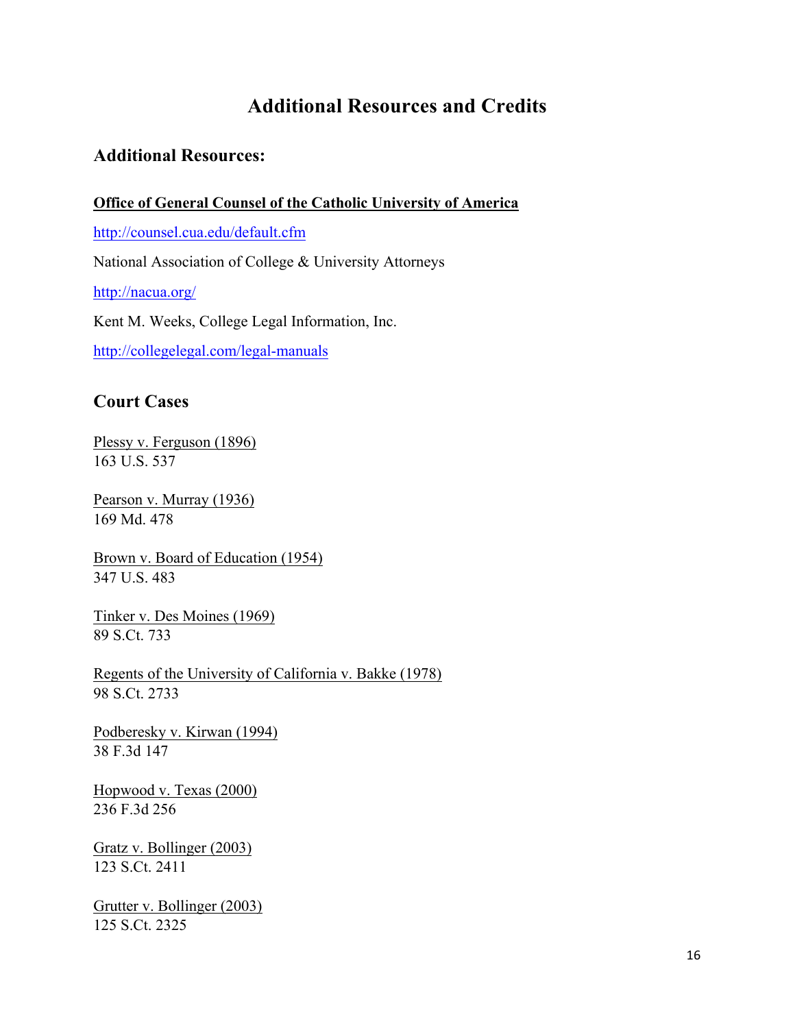# Additional Resources and Credits

## Additional Resources:

**Office of General Counsel of the Catholic University of America**

http://counsel.cua.edu/default.cfm

National Association of College & University Attorneys

http://nacua.org/

Kent M. Weeks, College Legal Information, Inc.

http://collegelegal.com/legal-manuals

## Court Cases

Plessy v. Ferguson (1896)
163 U.S. 537

Pearson v. Murray (1936)
169 Md. 478

Brown v. Board of Education (1954)
347 U.S. 483

Tinker v. Des Moines (1969)
89 S.Ct. 733

Regents of the University of California v. Bakke (1978)
98 S.Ct. 2733

Podberesky v. Kirwan (1994)
38 F.3d 147

Hopwood v. Texas (2000)
236 F.3d 256

Gratz v. Bollinger (2003)
123 S.Ct. 2411

Grutter v. Bollinger (2003)
125 S.Ct. 2325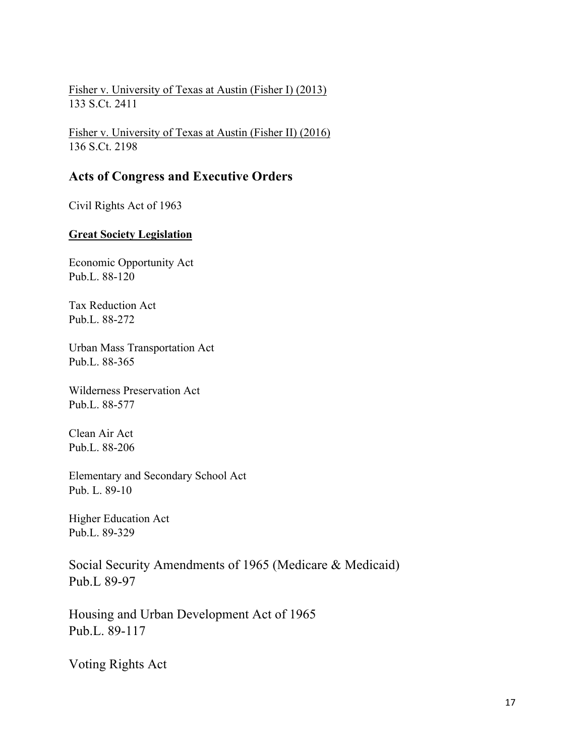Fisher v. University of Texas at Austin (Fisher I) (2013)
133 S.Ct. 2411

Fisher v. University of Texas at Austin (Fisher II) (2016)
136 S.Ct. 2198

## Acts of Congress and Executive Orders

Civil Rights Act of 1963

**Great Society Legislation**

Economic Opportunity Act
Pub.L. 88-120

Tax Reduction Act
Pub.L. 88-272

Urban Mass Transportation Act
Pub.L. 88-365

Wilderness Preservation Act
Pub.L. 88-577

Clean Air Act
Pub.L. 88-206

Elementary and Secondary School Act
Pub. L. 89-10

Higher Education Act
Pub.L. 89-329

Social Security Amendments of 1965 (Medicare & Medicaid)
Pub.L 89-97

Housing and Urban Development Act of 1965
Pub.L. 89-117

Voting Rights Act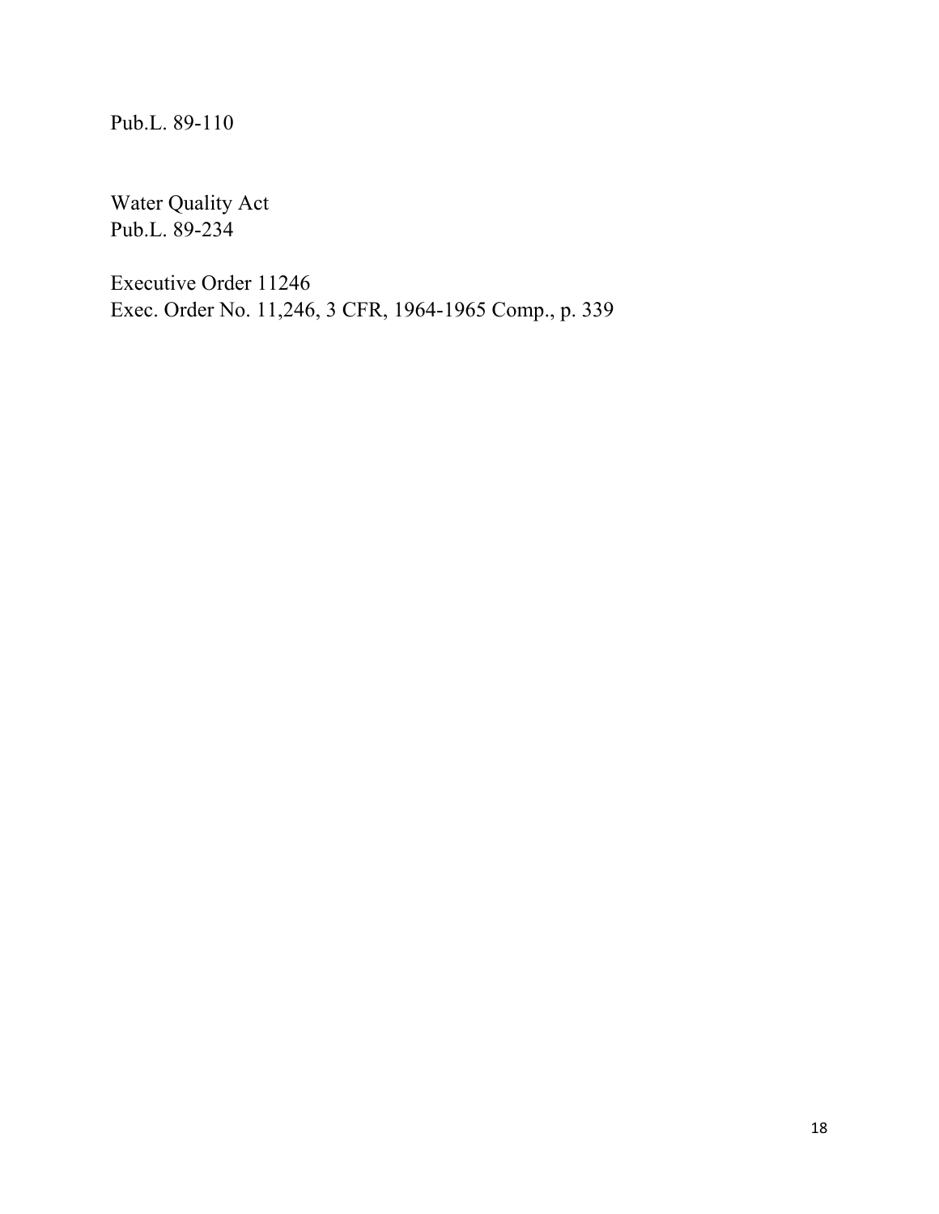Pub.L. 89-110

Water Quality Act
Pub.L. 89-234

Executive Order 11246
Exec. Order No. 11,246, 3 CFR, 1964-1965 Comp., p. 339